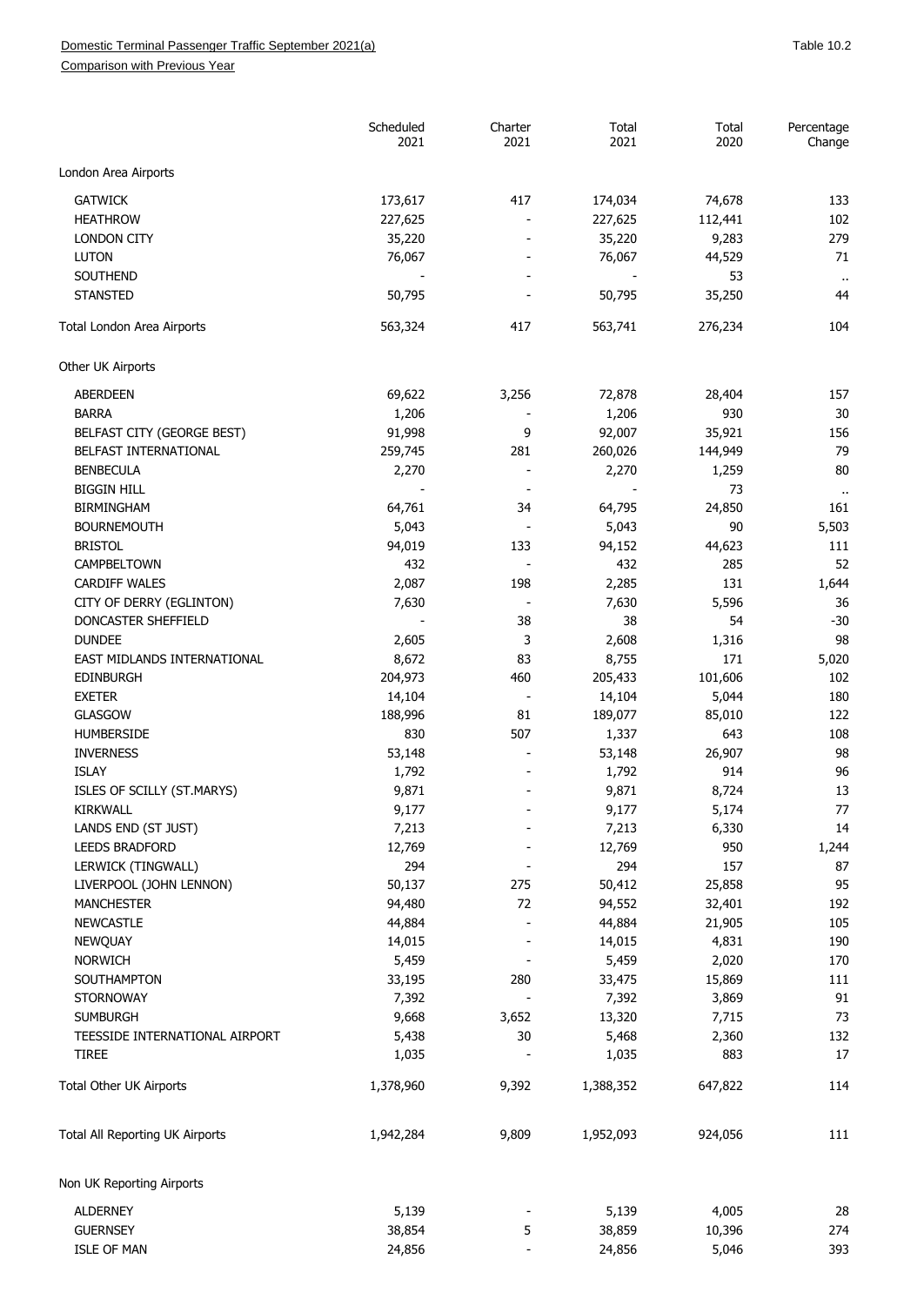Domestic Terminal Passenger Traffic September 2021(a)

Comparison with Previous Year

Table 10.2

| | Scheduled 2021 | Charter 2021 | Total 2021 | Total 2020 | Percentage Change |
|---|---|---|---|---|---|
| London Area Airports | | | | | |
| GATWICK | 173,617 | 417 | 174,034 | 74,678 | 133 |
| HEATHROW | 227,625 | - | 227,625 | 112,441 | 102 |
| LONDON CITY | 35,220 | - | 35,220 | 9,283 | 279 |
| LUTON | 76,067 | - | 76,067 | 44,529 | 71 |
| SOUTHEND | - | - | - | 53 | .. |
| STANSTED | 50,795 | - | 50,795 | 35,250 | 44 |
| Total London Area Airports | 563,324 | 417 | 563,741 | 276,234 | 104 |
| Other UK Airports | | | | | |
| ABERDEEN | 69,622 | 3,256 | 72,878 | 28,404 | 157 |
| BARRA | 1,206 | - | 1,206 | 930 | 30 |
| BELFAST CITY (GEORGE BEST) | 91,998 | 9 | 92,007 | 35,921 | 156 |
| BELFAST INTERNATIONAL | 259,745 | 281 | 260,026 | 144,949 | 79 |
| BENBECULA | 2,270 | - | 2,270 | 1,259 | 80 |
| BIGGIN HILL | - | - | - | 73 | .. |
| BIRMINGHAM | 64,761 | 34 | 64,795 | 24,850 | 161 |
| BOURNEMOUTH | 5,043 | - | 5,043 | 90 | 5,503 |
| BRISTOL | 94,019 | 133 | 94,152 | 44,623 | 111 |
| CAMPBELTOWN | 432 | - | 432 | 285 | 52 |
| CARDIFF WALES | 2,087 | 198 | 2,285 | 131 | 1,644 |
| CITY OF DERRY (EGLINTON) | 7,630 | - | 7,630 | 5,596 | 36 |
| DONCASTER SHEFFIELD | - | 38 | 38 | 54 | -30 |
| DUNDEE | 2,605 | 3 | 2,608 | 1,316 | 98 |
| EAST MIDLANDS INTERNATIONAL | 8,672 | 83 | 8,755 | 171 | 5,020 |
| EDINBURGH | 204,973 | 460 | 205,433 | 101,606 | 102 |
| EXETER | 14,104 | - | 14,104 | 5,044 | 180 |
| GLASGOW | 188,996 | 81 | 189,077 | 85,010 | 122 |
| HUMBERSIDE | 830 | 507 | 1,337 | 643 | 108 |
| INVERNESS | 53,148 | - | 53,148 | 26,907 | 98 |
| ISLAY | 1,792 | - | 1,792 | 914 | 96 |
| ISLES OF SCILLY (ST.MARYS) | 9,871 | - | 9,871 | 8,724 | 13 |
| KIRKWALL | 9,177 | - | 9,177 | 5,174 | 77 |
| LANDS END (ST JUST) | 7,213 | - | 7,213 | 6,330 | 14 |
| LEEDS BRADFORD | 12,769 | - | 12,769 | 950 | 1,244 |
| LERWICK (TINGWALL) | 294 | - | 294 | 157 | 87 |
| LIVERPOOL (JOHN LENNON) | 50,137 | 275 | 50,412 | 25,858 | 95 |
| MANCHESTER | 94,480 | 72 | 94,552 | 32,401 | 192 |
| NEWCASTLE | 44,884 | - | 44,884 | 21,905 | 105 |
| NEWQUAY | 14,015 | - | 14,015 | 4,831 | 190 |
| NORWICH | 5,459 | - | 5,459 | 2,020 | 170 |
| SOUTHAMPTON | 33,195 | 280 | 33,475 | 15,869 | 111 |
| STORNOWAY | 7,392 | - | 7,392 | 3,869 | 91 |
| SUMBURGH | 9,668 | 3,652 | 13,320 | 7,715 | 73 |
| TEESSIDE INTERNATIONAL AIRPORT | 5,438 | 30 | 5,468 | 2,360 | 132 |
| TIREE | 1,035 | - | 1,035 | 883 | 17 |
| Total Other UK Airports | 1,378,960 | 9,392 | 1,388,352 | 647,822 | 114 |
| Total All Reporting UK Airports | 1,942,284 | 9,809 | 1,952,093 | 924,056 | 111 |
| Non UK Reporting Airports | | | | | |
| ALDERNEY | 5,139 | - | 5,139 | 4,005 | 28 |
| GUERNSEY | 38,854 | 5 | 38,859 | 10,396 | 274 |
| ISLE OF MAN | 24,856 | - | 24,856 | 5,046 | 393 |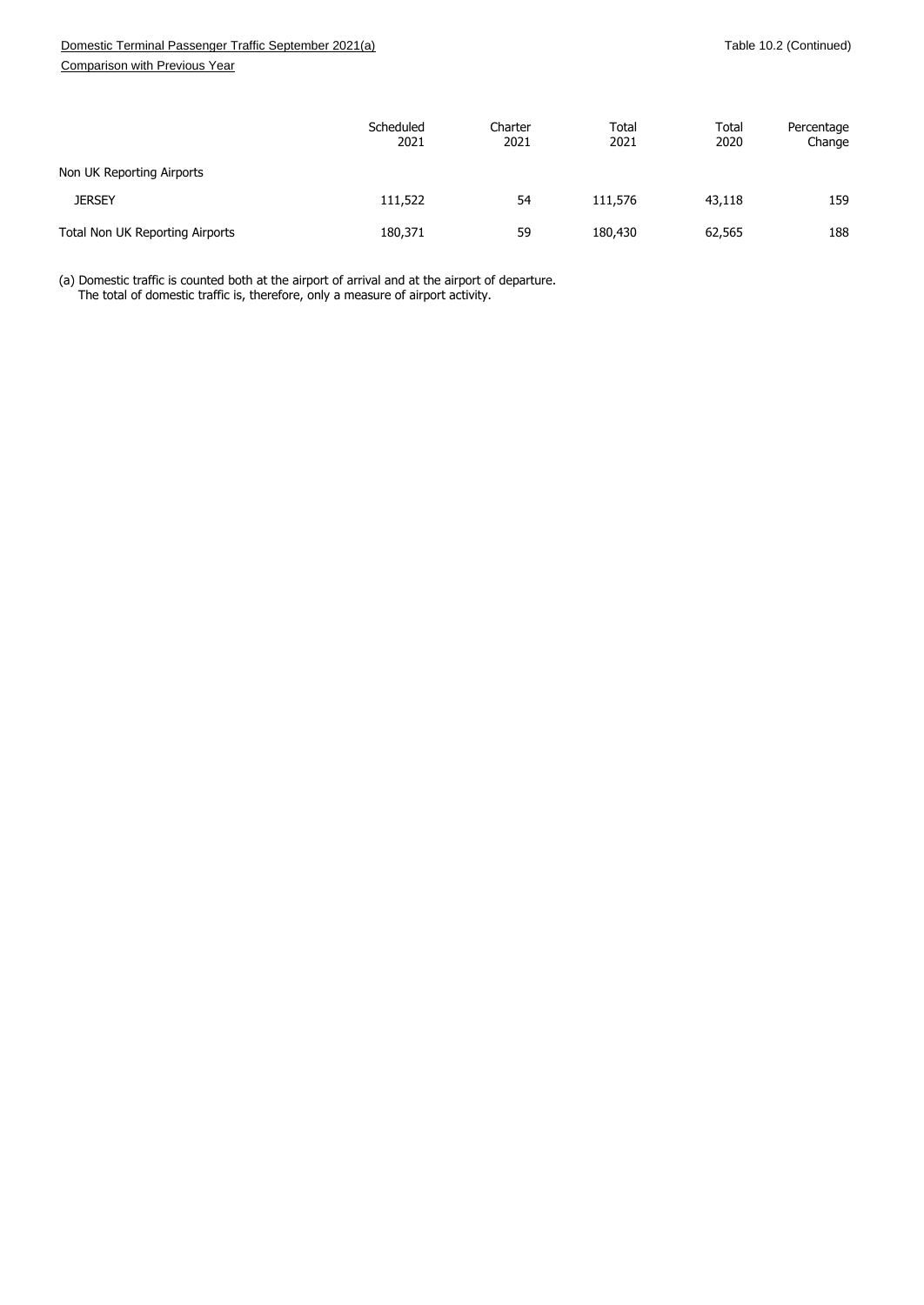Domestic Terminal Passenger Traffic September 2021(a)

Comparison with Previous Year

Table 10.2 (Continued)

| | Scheduled 2021 | Charter 2021 | Total 2021 | Total 2020 | Percentage Change |
|---|---|---|---|---|---|
| Non UK Reporting Airports | | | | | |
| JERSEY | 111,522 | 54 | 111,576 | 43,118 | 159 |
| Total Non UK Reporting Airports | 180,371 | 59 | 180,430 | 62,565 | 188 |

(a) Domestic traffic is counted both at the airport of arrival and at the airport of departure.
The total of domestic traffic is, therefore, only a measure of airport activity.